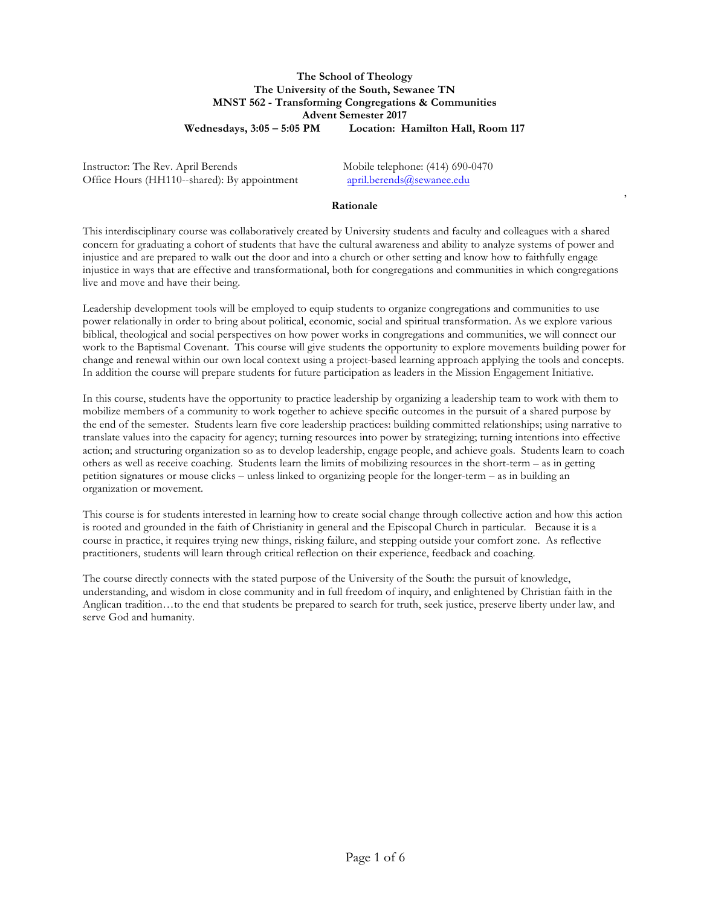**The School of Theology**
**The University of the South, Sewanee TN**
**MNST 562 - Transforming Congregations & Communities**
**Advent Semester 2017**
**Wednesdays, 3:05 – 5:05 PM          Location: Hamilton Hall, Room 117**

Instructor: The Rev. April Berends
Office Hours (HH110--shared): By appointment

Mobile telephone: (414) 690-0470
april.berends@sewanee.edu

## Rationale

This interdisciplinary course was collaboratively created by University students and faculty and colleagues with a shared concern for graduating a cohort of students that have the cultural awareness and ability to analyze systems of power and injustice and are prepared to walk out the door and into a church or other setting and know how to faithfully engage injustice in ways that are effective and transformational, both for congregations and communities in which congregations live and move and have their being.

Leadership development tools will be employed to equip students to organize congregations and communities to use power relationally in order to bring about political, economic, social and spiritual transformation. As we explore various biblical, theological and social perspectives on how power works in congregations and communities, we will connect our work to the Baptismal Covenant. This course will give students the opportunity to explore movements building power for change and renewal within our own local context using a project-based learning approach applying the tools and concepts. In addition the course will prepare students for future participation as leaders in the Mission Engagement Initiative.

In this course, students have the opportunity to practice leadership by organizing a leadership team to work with them to mobilize members of a community to work together to achieve specific outcomes in the pursuit of a shared purpose by the end of the semester. Students learn five core leadership practices: building committed relationships; using narrative to translate values into the capacity for agency; turning resources into power by strategizing; turning intentions into effective action; and structuring organization so as to develop leadership, engage people, and achieve goals. Students learn to coach others as well as receive coaching. Students learn the limits of mobilizing resources in the short-term – as in getting petition signatures or mouse clicks – unless linked to organizing people for the longer-term – as in building an organization or movement.

This course is for students interested in learning how to create social change through collective action and how this action is rooted and grounded in the faith of Christianity in general and the Episcopal Church in particular. Because it is a course in practice, it requires trying new things, risking failure, and stepping outside your comfort zone. As reflective practitioners, students will learn through critical reflection on their experience, feedback and coaching.

The course directly connects with the stated purpose of the University of the South: the pursuit of knowledge, understanding, and wisdom in close community and in full freedom of inquiry, and enlightened by Christian faith in the Anglican tradition…to the end that students be prepared to search for truth, seek justice, preserve liberty under law, and serve God and humanity.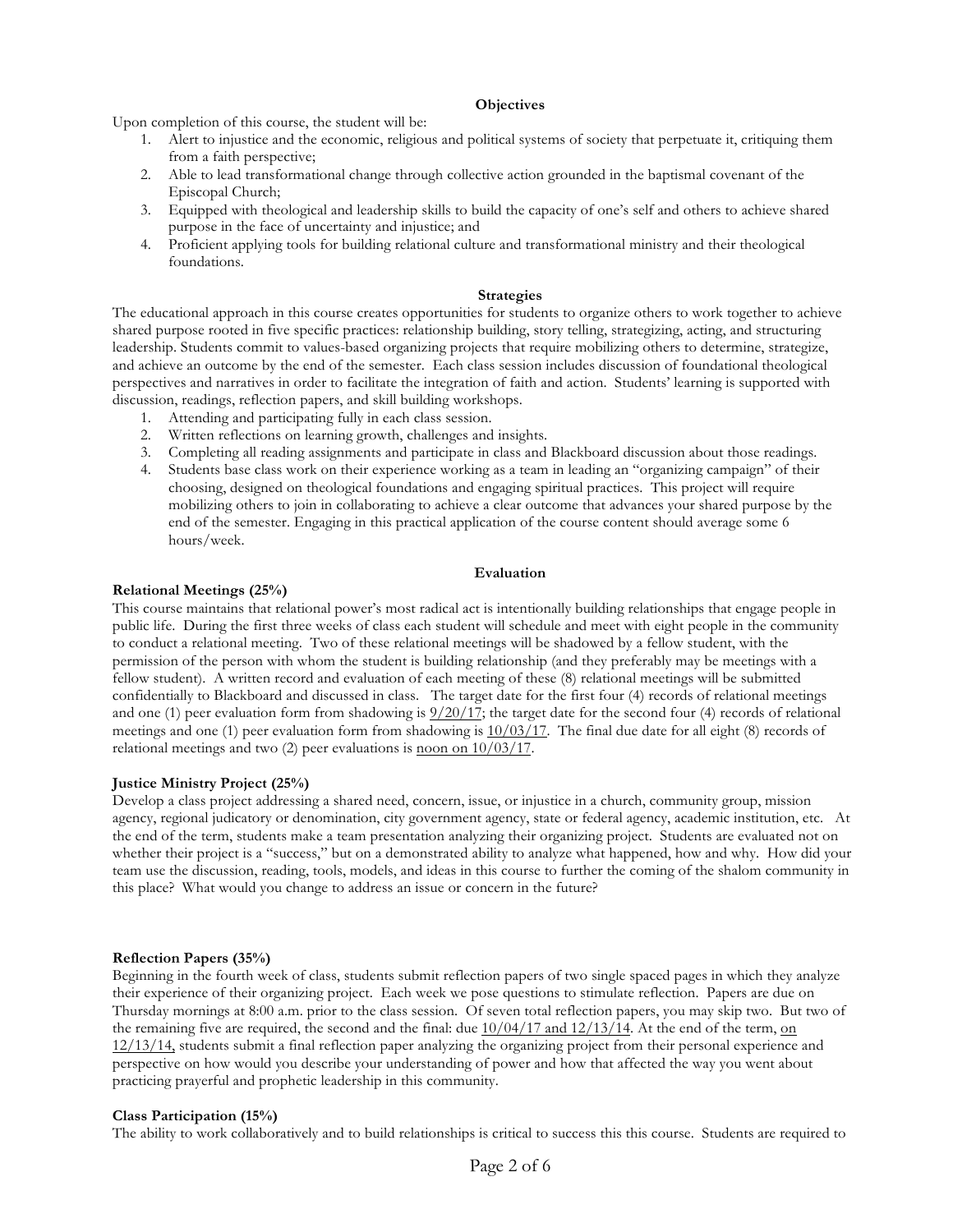## Objectives

Upon completion of this course, the student will be:

1. Alert to injustice and the economic, religious and political systems of society that perpetuate it, critiquing them from a faith perspective;
2. Able to lead transformational change through collective action grounded in the baptismal covenant of the Episcopal Church;
3. Equipped with theological and leadership skills to build the capacity of one's self and others to achieve shared purpose in the face of uncertainty and injustice; and
4. Proficient applying tools for building relational culture and transformational ministry and their theological foundations.

## Strategies

The educational approach in this course creates opportunities for students to organize others to work together to achieve shared purpose rooted in five specific practices: relationship building, story telling, strategizing, acting, and structuring leadership. Students commit to values-based organizing projects that require mobilizing others to determine, strategize, and achieve an outcome by the end of the semester. Each class session includes discussion of foundational theological perspectives and narratives in order to facilitate the integration of faith and action. Students' learning is supported with discussion, readings, reflection papers, and skill building workshops.

1. Attending and participating fully in each class session.
2. Written reflections on learning growth, challenges and insights.
3. Completing all reading assignments and participate in class and Blackboard discussion about those readings.
4. Students base class work on their experience working as a team in leading an "organizing campaign" of their choosing, designed on theological foundations and engaging spiritual practices. This project will require mobilizing others to join in collaborating to achieve a clear outcome that advances your shared purpose by the end of the semester. Engaging in this practical application of the course content should average some 6 hours/week.

## Evaluation

**Relational Meetings (25%)**

This course maintains that relational power's most radical act is intentionally building relationships that engage people in public life. During the first three weeks of class each student will schedule and meet with eight people in the community to conduct a relational meeting. Two of these relational meetings will be shadowed by a fellow student, with the permission of the person with whom the student is building relationship (and they preferably may be meetings with a fellow student). A written record and evaluation of each meeting of these (8) relational meetings will be submitted confidentially to Blackboard and discussed in class. The target date for the first four (4) records of relational meetings and one (1) peer evaluation form from shadowing is 9/20/17; the target date for the second four (4) records of relational meetings and one (1) peer evaluation form from shadowing is 10/03/17. The final due date for all eight (8) records of relational meetings and two (2) peer evaluations is noon on 10/03/17.

**Justice Ministry Project (25%)**

Develop a class project addressing a shared need, concern, issue, or injustice in a church, community group, mission agency, regional judicatory or denomination, city government agency, state or federal agency, academic institution, etc. At the end of the term, students make a team presentation analyzing their organizing project. Students are evaluated not on whether their project is a "success," but on a demonstrated ability to analyze what happened, how and why. How did your team use the discussion, reading, tools, models, and ideas in this course to further the coming of the shalom community in this place? What would you change to address an issue or concern in the future?

**Reflection Papers (35%)**

Beginning in the fourth week of class, students submit reflection papers of two single spaced pages in which they analyze their experience of their organizing project. Each week we pose questions to stimulate reflection. Papers are due on Thursday mornings at 8:00 a.m. prior to the class session. Of seven total reflection papers, you may skip two. But two of the remaining five are required, the second and the final: due 10/04/17 and 12/13/14. At the end of the term, on 12/13/14, students submit a final reflection paper analyzing the organizing project from their personal experience and perspective on how would you describe your understanding of power and how that affected the way you went about practicing prayerful and prophetic leadership in this community.

**Class Participation (15%)**

The ability to work collaboratively and to build relationships is critical to success this this course. Students are required to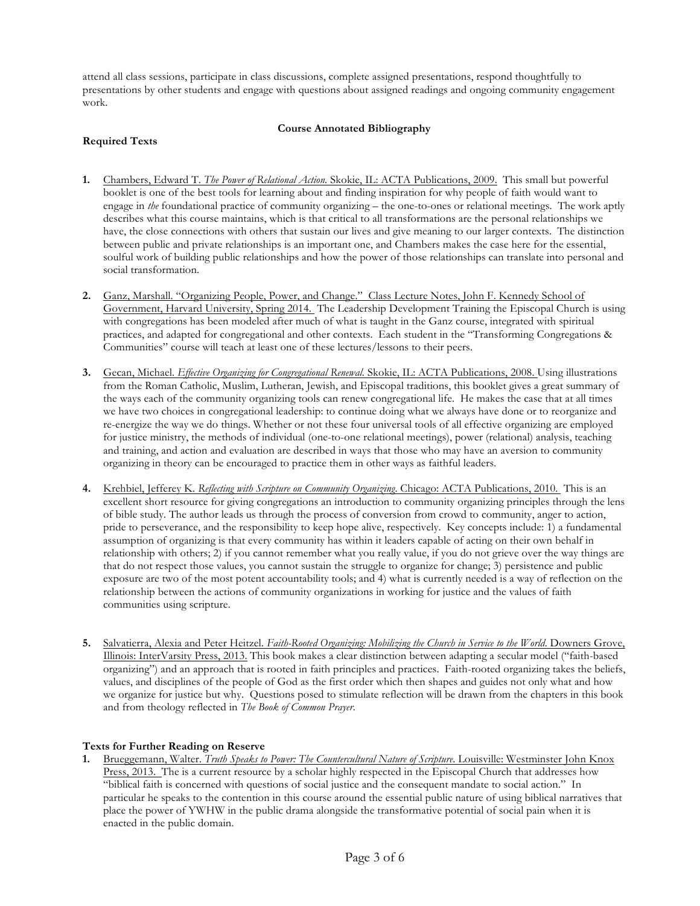attend all class sessions, participate in class discussions, complete assigned presentations, respond thoughtfully to presentations by other students and engage with questions about assigned readings and ongoing community engagement work.

## Course Annotated Bibliography

### Required Texts

1. Chambers, Edward T. *The Power of Relational Action.* Skokie, IL: ACTA Publications, 2009. This small but powerful booklet is one of the best tools for learning about and finding inspiration for why people of faith would want to engage in *the* foundational practice of community organizing – the one-to-ones or relational meetings. The work aptly describes what this course maintains, which is that critical to all transformations are the personal relationships we have, the close connections with others that sustain our lives and give meaning to our larger contexts. The distinction between public and private relationships is an important one, and Chambers makes the case here for the essential, soulful work of building public relationships and how the power of those relationships can translate into personal and social transformation.

2. Ganz, Marshall. "Organizing People, Power, and Change." Class Lecture Notes, John F. Kennedy School of Government, Harvard University, Spring 2014. The Leadership Development Training the Episcopal Church is using with congregations has been modeled after much of what is taught in the Ganz course, integrated with spiritual practices, and adapted for congregational and other contexts. Each student in the "Transforming Congregations & Communities" course will teach at least one of these lectures/lessons to their peers.

3. Gecan, Michael. *Effective Organizing for Congregational Renewal.* Skokie, IL: ACTA Publications, 2008. Using illustrations from the Roman Catholic, Muslim, Lutheran, Jewish, and Episcopal traditions, this booklet gives a great summary of the ways each of the community organizing tools can renew congregational life. He makes the case that at all times we have two choices in congregational leadership: to continue doing what we always have done or to reorganize and re-energize the way we do things. Whether or not these four universal tools of all effective organizing are employed for justice ministry, the methods of individual (one-to-one relational meetings), power (relational) analysis, teaching and training, and action and evaluation are described in ways that those who may have an aversion to community organizing in theory can be encouraged to practice them in other ways as faithful leaders.

4. Krehbiel, Jefferey K. *Reflecting with Scripture on Community Organizing.* Chicago: ACTA Publications, 2010. This is an excellent short resource for giving congregations an introduction to community organizing principles through the lens of bible study. The author leads us through the process of conversion from crowd to community, anger to action, pride to perseverance, and the responsibility to keep hope alive, respectively. Key concepts include: 1) a fundamental assumption of organizing is that every community has within it leaders capable of acting on their own behalf in relationship with others; 2) if you cannot remember what you really value, if you do not grieve over the way things are that do not respect those values, you cannot sustain the struggle to organize for change; 3) persistence and public exposure are two of the most potent accountability tools; and 4) what is currently needed is a way of reflection on the relationship between the actions of community organizations in working for justice and the values of faith communities using scripture.

5. Salvatierra, Alexia and Peter Heitzel. *Faith-Rooted Organizing: Mobilizing the Church in Service to the World.* Downers Grove, Illinois: InterVarsity Press, 2013. This book makes a clear distinction between adapting a secular model ("faith-based organizing") and an approach that is rooted in faith principles and practices. Faith-rooted organizing takes the beliefs, values, and disciplines of the people of God as the first order which then shapes and guides not only what and how we organize for justice but why. Questions posed to stimulate reflection will be drawn from the chapters in this book and from theology reflected in *The Book of Common Prayer.*

### Texts for Further Reading on Reserve

1. Brueggemann, Walter. *Truth Speaks to Power: The Countercultural Nature of Scripture.* Louisville: Westminster John Knox Press, 2013. The is a current resource by a scholar highly respected in the Episcopal Church that addresses how "biblical faith is concerned with questions of social justice and the consequent mandate to social action." In particular he speaks to the contention in this course around the essential public nature of using biblical narratives that place the power of YWHW in the public drama alongside the transformative potential of social pain when it is enacted in the public domain.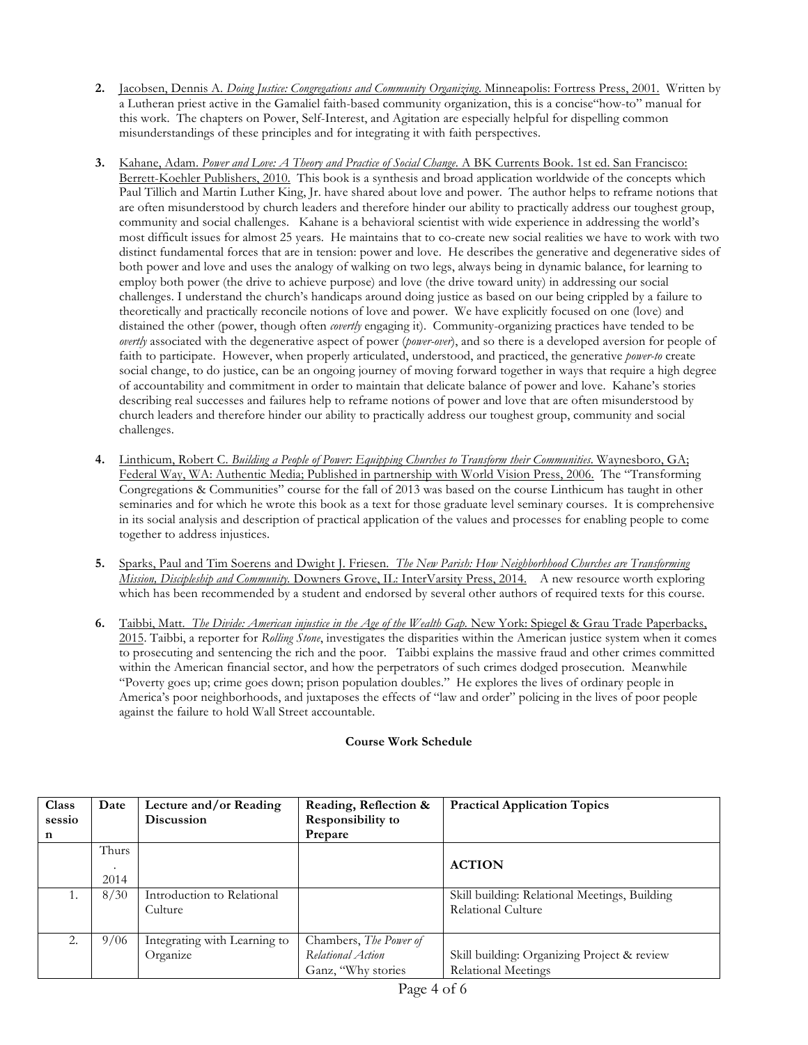2. Jacobsen, Dennis A. *Doing Justice: Congregations and Community Organizing*. Minneapolis: Fortress Press, 2001. Written by a Lutheran priest active in the Gamaliel faith-based community organization, this is a concise"how-to" manual for this work. The chapters on Power, Self-Interest, and Agitation are especially helpful for dispelling common misunderstandings of these principles and for integrating it with faith perspectives.

3. Kahane, Adam. *Power and Love: A Theory and Practice of Social Change*. A BK Currents Book. 1st ed. San Francisco: Berrett-Koehler Publishers, 2010. This book is a synthesis and broad application worldwide of the concepts which Paul Tillich and Martin Luther King, Jr. have shared about love and power. The author helps to reframe notions that are often misunderstood by church leaders and therefore hinder our ability to practically address our toughest group, community and social challenges. Kahane is a behavioral scientist with wide experience in addressing the world's most difficult issues for almost 25 years. He maintains that to co-create new social realities we have to work with two distinct fundamental forces that are in tension: power and love. He describes the generative and degenerative sides of both power and love and uses the analogy of walking on two legs, always being in dynamic balance, for learning to employ both power (the drive to achieve purpose) and love (the drive toward unity) in addressing our social challenges. I understand the church's handicaps around doing justice as based on our being crippled by a failure to theoretically and practically reconcile notions of love and power. We have explicitly focused on one (love) and distained the other (power, though often *covertly* engaging it). Community-organizing practices have tended to be *overtly* associated with the degenerative aspect of power (*power-over*), and so there is a developed aversion for people of faith to participate. However, when properly articulated, understood, and practiced, the generative *power-to* create social change, to do justice, can be an ongoing journey of moving forward together in ways that require a high degree of accountability and commitment in order to maintain that delicate balance of power and love. Kahane's stories describing real successes and failures help to reframe notions of power and love that are often misunderstood by church leaders and therefore hinder our ability to practically address our toughest group, community and social challenges.

4. Linthicum, Robert C. *Building a People of Power: Equipping Churches to Transform their Communities*. Waynesboro, GA; Federal Way, WA: Authentic Media; Published in partnership with World Vision Press, 2006. The "Transforming Congregations & Communities" course for the fall of 2013 was based on the course Linthicum has taught in other seminaries and for which he wrote this book as a text for those graduate level seminary courses. It is comprehensive in its social analysis and description of practical application of the values and processes for enabling people to come together to address injustices.

5. Sparks, Paul and Tim Soerens and Dwight J. Friesen. *The New Parish: How Neighborhood Churches are Transforming Mission, Discipleship and Community*. Downers Grove, IL: InterVarsity Press, 2014. A new resource worth exploring which has been recommended by a student and endorsed by several other authors of required texts for this course.

6. Taibbi, Matt. *The Divide: American injustice in the Age of the Wealth Gap*. New York: Spiegel & Grau Trade Paperbacks, 2015. Taibbi, a reporter for *Rolling Stone*, investigates the disparities within the American justice system when it comes to prosecuting and sentencing the rich and the poor. Taibbi explains the massive fraud and other crimes committed within the American financial sector, and how the perpetrators of such crimes dodged prosecution. Meanwhile "Poverty goes up; crime goes down; prison population doubles." He explores the lives of ordinary people in America's poor neighborhoods, and juxtaposes the effects of "law and order" policing in the lives of poor people against the failure to hold Wall Street accountable.

**Course Work Schedule**

| Class session | Date | Lecture and/or Reading Discussion | Reading, Reflection & Responsibility to Prepare | Practical Application Topics |
|---|---|---|---|---|
| | Thurs. 2014 | | | **ACTION** |
| 1. | 8/30 | Introduction to Relational Culture | | Skill building: Relational Meetings, Building Relational Culture |
| 2. | 9/06 | Integrating with Learning to Organize | Chambers, *The Power of Relational Action* Ganz, "Why stories | Skill building: Organizing Project & review Relational Meetings |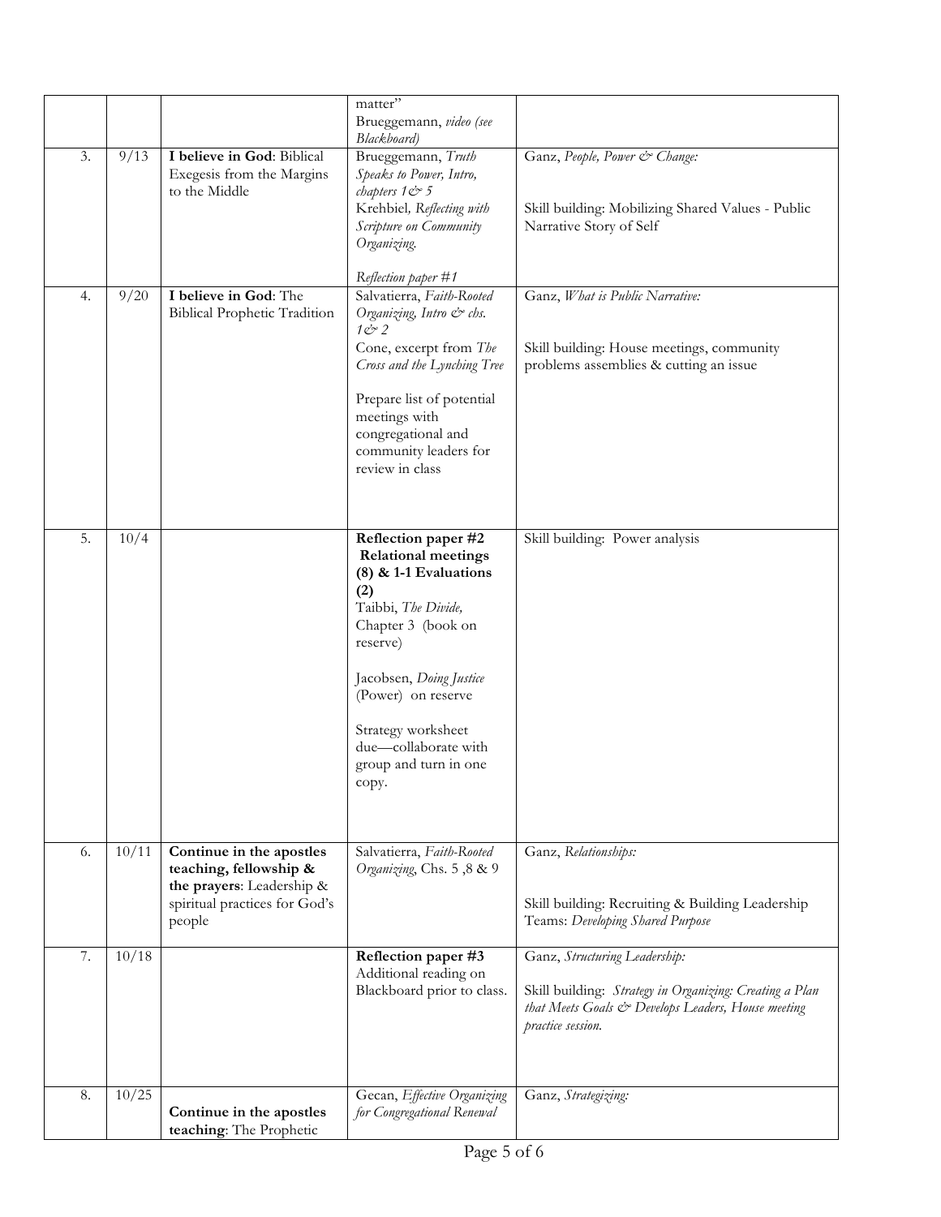|  |  |  | matter"<br>Brueggemann, *video (see Blackboard)* |  |
|---|---|---|---|---|
| 3. | 9/13 | **I believe in God**: Biblical Exegesis from the Margins to the Middle | Brueggemann, *Truth Speaks to Power, Intro, chapters 1& 5*<br>Krehbiel, *Reflecting with Scripture on Community Organizing.*<br><br>*Reflection paper #1* | Ganz, *People, Power & Change:*<br><br>Skill building: Mobilizing Shared Values - Public Narrative Story of Self |
| 4. | 9/20 | **I believe in God**: The Biblical Prophetic Tradition | Salvatierra, *Faith-Rooted Organizing, Intro & chs. 1& 2*<br>Cone, excerpt from *The Cross and the Lynching Tree*<br><br>Prepare list of potential meetings with congregational and community leaders for review in class | Ganz, *What is Public Narrative:*<br><br>Skill building: House meetings, community problems assemblies & cutting an issue |
| 5. | 10/4 |  | **Reflection paper #2**<br>**Relational meetings (8) & 1-1 Evaluations (2)**<br>Taibbi, *The Divide,* Chapter 3 (book on reserve)<br><br>Jacobsen, *Doing Justice* (Power) on reserve<br><br>Strategy worksheet due—collaborate with group and turn in one copy. | Skill building: Power analysis |
| 6. | 10/11 | **Continue in the apostles teaching, fellowship & the prayers**: Leadership & spiritual practices for God's people | Salvatierra, *Faith-Rooted Organizing*, Chs. 5 ,8 & 9 | Ganz, *Relationships:*<br><br>Skill building: Recruiting & Building Leadership Teams: *Developing Shared Purpose* |
| 7. | 10/18 |  | **Reflection paper #3**<br>Additional reading on Blackboard prior to class. | Ganz, *Structuring Leadership:*<br><br>Skill building: *Strategy in Organizing: Creating a Plan that Meets Goals & Develops Leaders, House meeting practice session.* |
| 8. | 10/25 | **Continue in the apostles teaching**: The Prophetic | Gecan, *Effective Organizing for Congregational Renewal* | Ganz, *Strategizing:* |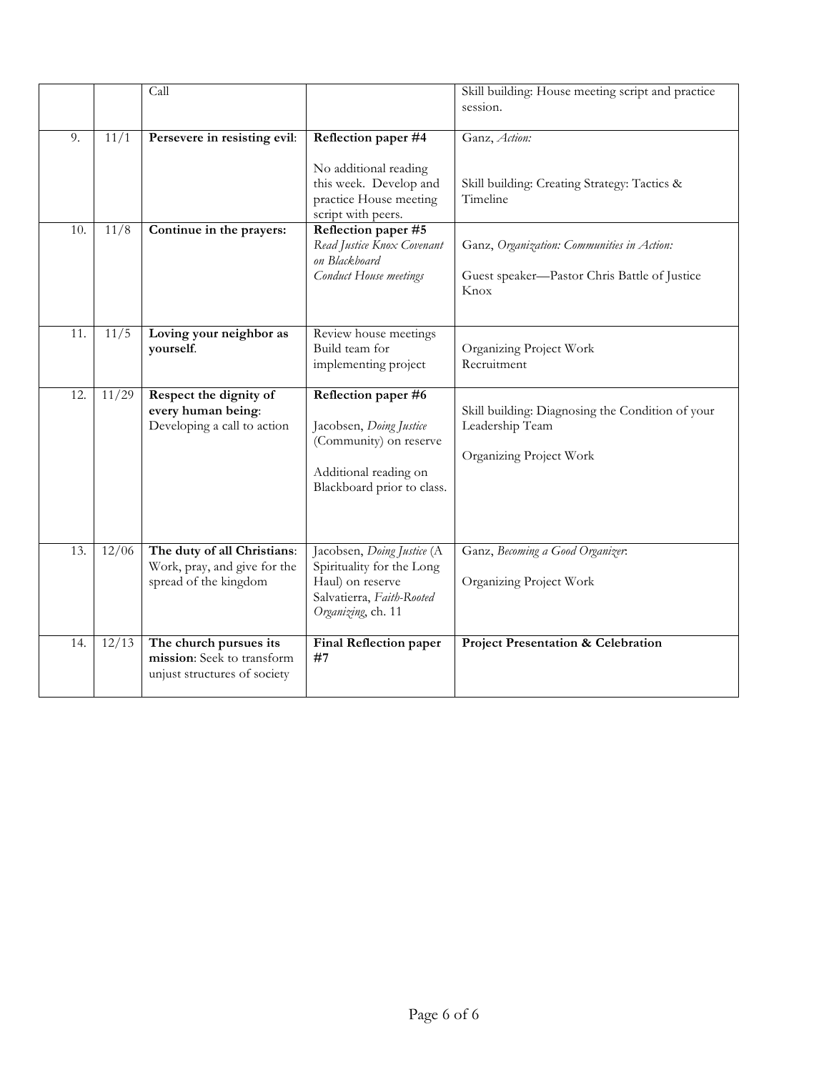| | | | | |
|---|---|---|---|---|
| | | Call | | Skill building: House meeting script and practice session. |
| 9. | 11/1 | **Persevere in resisting evil**: | **Reflection paper #4**<br><br>No additional reading this week. Develop and practice House meeting script with peers. | Ganz, *Action:*<br><br>Skill building: Creating Strategy: Tactics & Timeline |
| 10. | 11/8 | **Continue in the prayers:** | **Reflection paper #5**<br>*Read Justice Knox Covenant on Blackboard*<br>*Conduct House meetings* | Ganz, *Organization: Communities in Action:*<br><br>Guest speaker—Pastor Chris Battle of Justice Knox |
| 11. | 11/5 | **Loving your neighbor as yourself**. | Review house meetings<br>Build team for implementing project | Organizing Project Work<br>Recruitment |
| 12. | 11/29 | **Respect the dignity of every human being**: Developing a call to action | **Reflection paper #6**<br><br>Jacobsen, *Doing Justice* (Community) on reserve<br><br>Additional reading on Blackboard prior to class. | Skill building: Diagnosing the Condition of your Leadership Team<br><br>Organizing Project Work |
| 13. | 12/06 | **The duty of all Christians**: Work, pray, and give for the spread of the kingdom | Jacobsen, *Doing Justice* (A Spirituality for the Long Haul) on reserve<br>Salvatierra, *Faith-Rooted Organizing*, ch. 11 | Ganz, *Becoming a Good Organizer*:<br><br>Organizing Project Work |
| 14. | 12/13 | **The church pursues its mission**: Seek to transform unjust structures of society | **Final Reflection paper #7** | **Project Presentation & Celebration** |